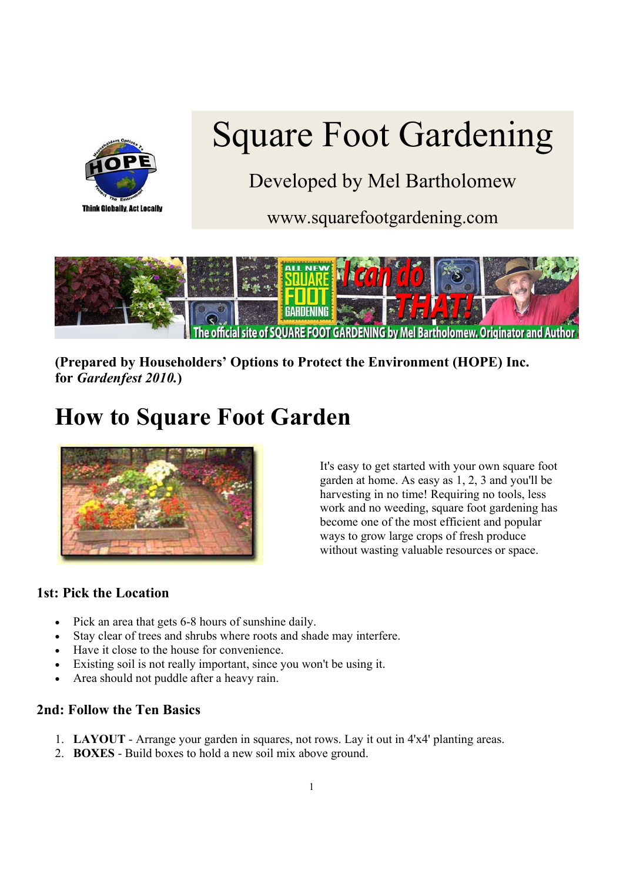# Square Foot Gardening

Developed by Mel Bartholomew

www.squarefootgardening.com

**(Prepared by Householders' Options to Protect the Environment (HOPE) Inc. for *Gardenfest 2010.*)**

# How to Square Foot Garden

It's easy to get started with your own square foot garden at home. As easy as 1, 2, 3 and you'll be harvesting in no time! Requiring no tools, less work and no weeding, square foot gardening has become one of the most efficient and popular ways to grow large crops of fresh produce without wasting valuable resources or space.

### 1st: Pick the Location

- Pick an area that gets 6-8 hours of sunshine daily.
- Stay clear of trees and shrubs where roots and shade may interfere.
- Have it close to the house for convenience.
- Existing soil is not really important, since you won't be using it.
- Area should not puddle after a heavy rain.

### 2nd: Follow the Ten Basics

1. **LAYOUT** - Arrange your garden in squares, not rows. Lay it out in 4'x4' planting areas.
2. **BOXES** - Build boxes to hold a new soil mix above ground.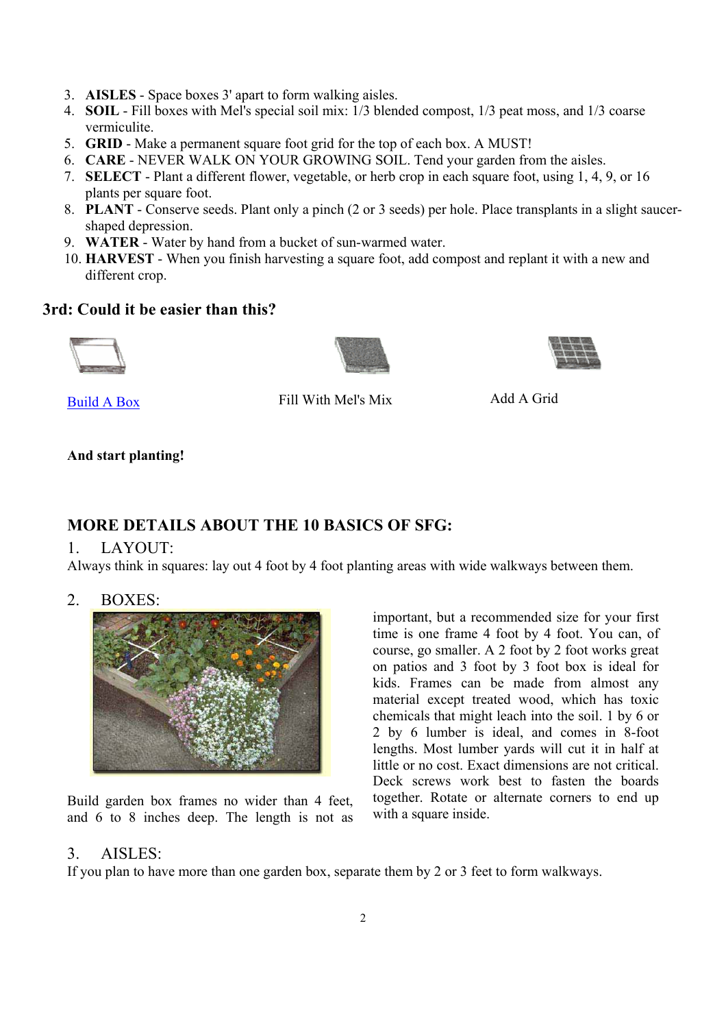3. **AISLES** - Space boxes 3' apart to form walking aisles.
4. **SOIL** - Fill boxes with Mel's special soil mix: 1/3 blended compost, 1/3 peat moss, and 1/3 coarse vermiculite.
5. **GRID** - Make a permanent square foot grid for the top of each box. A MUST!
6. **CARE** - NEVER WALK ON YOUR GROWING SOIL. Tend your garden from the aisles.
7. **SELECT** - Plant a different flower, vegetable, or herb crop in each square foot, using 1, 4, 9, or 16 plants per square foot.
8. **PLANT** - Conserve seeds. Plant only a pinch (2 or 3 seeds) per hole. Place transplants in a slight saucer-shaped depression.
9. **WATER** - Water by hand from a bucket of sun-warmed water.
10. **HARVEST** - When you finish harvesting a square foot, add compost and replant it with a new and different crop.

## 3rd: Could it be easier than this?

Build A Box

Fill With Mel's Mix

Add A Grid

**And start planting!**

## MORE DETAILS ABOUT THE 10 BASICS OF SFG:

### 1. LAYOUT:

Always think in squares: lay out 4 foot by 4 foot planting areas with wide walkways between them.

### 2. BOXES:

Build garden box frames no wider than 4 feet, and 6 to 8 inches deep. The length is not as important, but a recommended size for your first time is one frame 4 foot by 4 foot. You can, of course, go smaller. A 2 foot by 2 foot works great on patios and 3 foot by 3 foot box is ideal for kids. Frames can be made from almost any material except treated wood, which has toxic chemicals that might leach into the soil. 1 by 6 or 2 by 6 lumber is ideal, and comes in 8-foot lengths. Most lumber yards will cut it in half at little or no cost. Exact dimensions are not critical. Deck screws work best to fasten the boards together. Rotate or alternate corners to end up with a square inside.

### 3. AISLES:

If you plan to have more than one garden box, separate them by 2 or 3 feet to form walkways.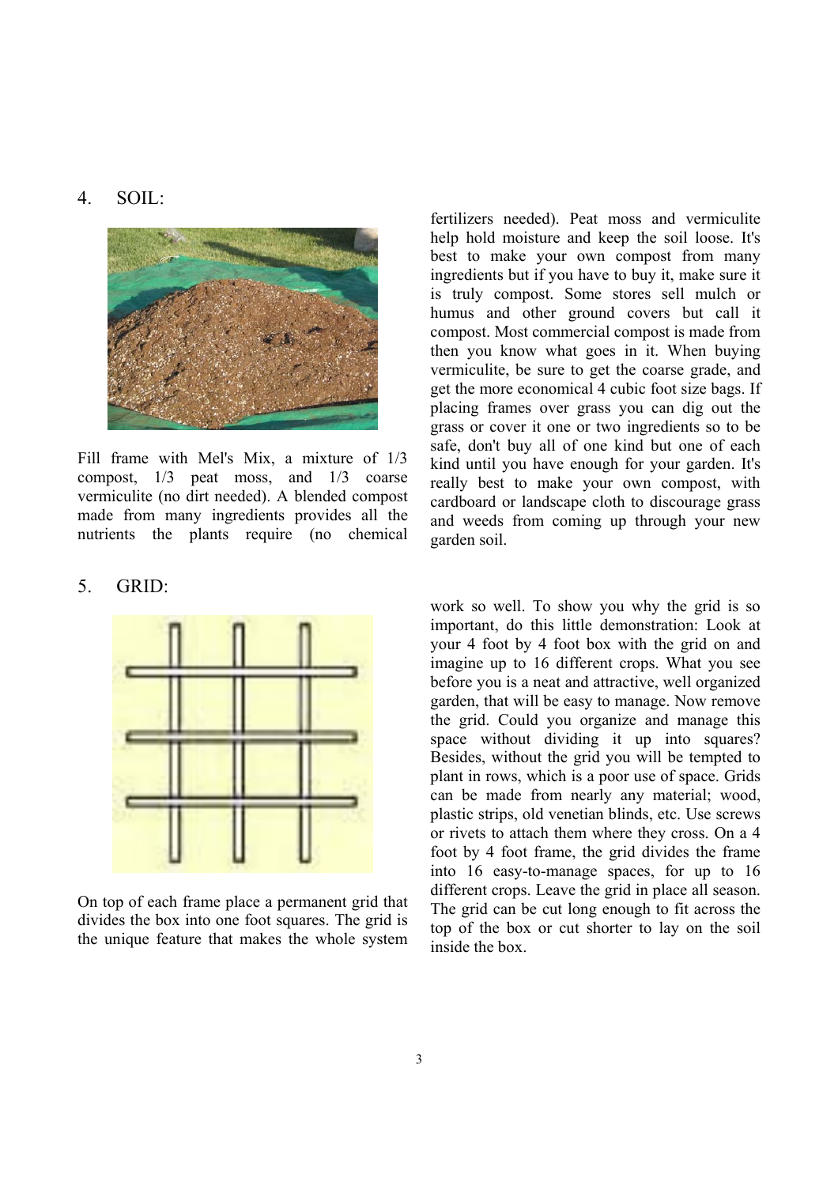## 4. SOIL:

Fill frame with Mel's Mix, a mixture of 1/3 compost, 1/3 peat moss, and 1/3 coarse vermiculite (no dirt needed). A blended compost made from many ingredients provides all the nutrients the plants require (no chemical fertilizers needed). Peat moss and vermiculite help hold moisture and keep the soil loose. It's best to make your own compost from many ingredients but if you have to buy it, make sure it is truly compost. Some stores sell mulch or humus and other ground covers but call it compost. Most commercial compost is made from then you know what goes in it. When buying vermiculite, be sure to get the coarse grade, and get the more economical 4 cubic foot size bags. If placing frames over grass you can dig out the grass or cover it one or two ingredients so to be safe, don't buy all of one kind but one of each kind until you have enough for your garden. It's really best to make your own compost, with cardboard or landscape cloth to discourage grass and weeds from coming up through your new garden soil.

## 5. GRID:

On top of each frame place a permanent grid that divides the box into one foot squares. The grid is the unique feature that makes the whole system work so well. To show you why the grid is so important, do this little demonstration: Look at your 4 foot by 4 foot box with the grid on and imagine up to 16 different crops. What you see before you is a neat and attractive, well organized garden, that will be easy to manage. Now remove the grid. Could you organize and manage this space without dividing it up into squares? Besides, without the grid you will be tempted to plant in rows, which is a poor use of space. Grids can be made from nearly any material; wood, plastic strips, old venetian blinds, etc. Use screws or rivets to attach them where they cross. On a 4 foot by 4 foot frame, the grid divides the frame into 16 easy-to-manage spaces, for up to 16 different crops. Leave the grid in place all season. The grid can be cut long enough to fit across the top of the box or cut shorter to lay on the soil inside the box.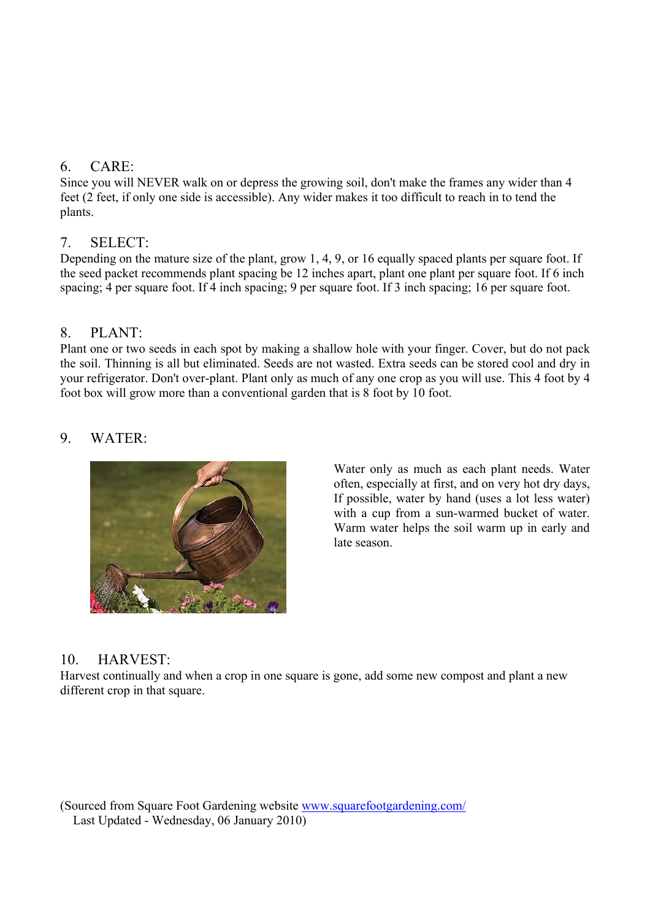## 6. CARE:

Since you will NEVER walk on or depress the growing soil, don't make the frames any wider than 4 feet (2 feet, if only one side is accessible). Any wider makes it too difficult to reach in to tend the plants.

## 7. SELECT:

Depending on the mature size of the plant, grow 1, 4, 9, or 16 equally spaced plants per square foot. If the seed packet recommends plant spacing be 12 inches apart, plant one plant per square foot. If 6 inch spacing; 4 per square foot. If 4 inch spacing; 9 per square foot. If 3 inch spacing; 16 per square foot.

## 8. PLANT:

Plant one or two seeds in each spot by making a shallow hole with your finger. Cover, but do not pack the soil. Thinning is all but eliminated. Seeds are not wasted. Extra seeds can be stored cool and dry in your refrigerator. Don't over-plant. Plant only as much of any one crop as you will use. This 4 foot by 4 foot box will grow more than a conventional garden that is 8 foot by 10 foot.

## 9. WATER:

Water only as much as each plant needs. Water often, especially at first, and on very hot dry days, If possible, water by hand (uses a lot less water) with a cup from a sun-warmed bucket of water. Warm water helps the soil warm up in early and late season.

## 10. HARVEST:

Harvest continually and when a crop in one square is gone, add some new compost and plant a new different crop in that square.

(Sourced from Square Foot Gardening website [www.squarefootgardening.com/](www.squarefootgardening.com/)
Last Updated - Wednesday, 06 January 2010)